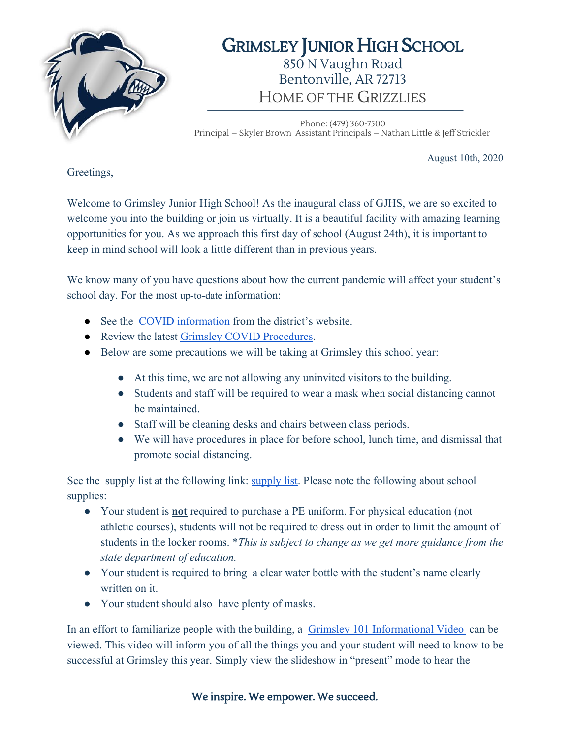# Grimsley Junior High School

850 N Vaughn Road
Bentonville, AR 72713
Home of the Grizzlies

Phone: (479) 360-7500
Principal – Skyler Brown  Assistant Principals – Nathan Little & Jeff Strickler

August 10th, 2020

Greetings,

Welcome to Grimsley Junior High School! As the inaugural class of GJHS, we are so excited to welcome you into the building or join us virtually. It is a beautiful facility with amazing learning opportunities for you. As we approach this first day of school (August 24th), it is important to keep in mind school will look a little different than in previous years.

We know many of you have questions about how the current pandemic will affect your student's school day. For the most up-to-date information:

- See the COVID information from the district's website.
- Review the latest Grimsley COVID Procedures.
- Below are some precautions we will be taking at Grimsley this school year:
  - At this time, we are not allowing any uninvited visitors to the building.
  - Students and staff will be required to wear a mask when social distancing cannot be maintained.
  - Staff will be cleaning desks and chairs between class periods.
  - We will have procedures in place for before school, lunch time, and dismissal that promote social distancing.

See the supply list at the following link: supply list. Please note the following about school supplies:

- Your student is **not** required to purchase a PE uniform. For physical education (not athletic courses), students will not be required to dress out in order to limit the amount of students in the locker rooms. \**This is subject to change as we get more guidance from the state department of education.*
- Your student is required to bring a clear water bottle with the student's name clearly written on it.
- Your student should also have plenty of masks.

In an effort to familiarize people with the building, a Grimsley 101 Informational Video can be viewed. This video will inform you of all the things you and your student will need to know to be successful at Grimsley this year. Simply view the slideshow in "present" mode to hear the

We inspire. We empower. We succeed.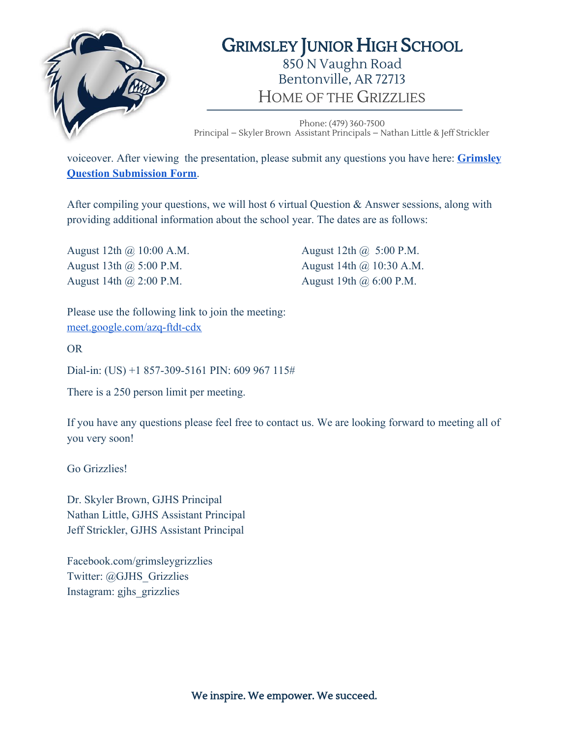# GRIMSLEY JUNIOR HIGH SCHOOL

850 N Vaughn Road
Bentonville, AR 72713
HOME OF THE GRIZZLIES

Phone: (479) 360-7500
Principal – Skyler Brown Assistant Principals – Nathan Little & Jeff Strickler

voiceover. After viewing the presentation, please submit any questions you have here: **Grimsley Question Submission Form**.

After compiling your questions, we will host 6 virtual Question & Answer sessions, along with providing additional information about the school year. The dates are as follows:

August 12th @ 10:00 A.M.
August 13th @ 5:00 P.M.
August 14th @ 2:00 P.M.
August 12th @ 5:00 P.M.
August 14th @ 10:30 A.M.
August 19th @ 6:00 P.M.

Please use the following link to join the meeting:
meet.google.com/azq-ftdt-cdx

OR

Dial-in: (US) +1 857-309-5161 PIN: 609 967 115#

There is a 250 person limit per meeting.

If you have any questions please feel free to contact us. We are looking forward to meeting all of you very soon!

Go Grizzlies!

Dr. Skyler Brown, GJHS Principal
Nathan Little, GJHS Assistant Principal
Jeff Strickler, GJHS Assistant Principal

Facebook.com/grimsleygrizzlies
Twitter: @GJHS_Grizzlies
Instagram: gjhs_grizzlies

We inspire. We empower. We succeed.